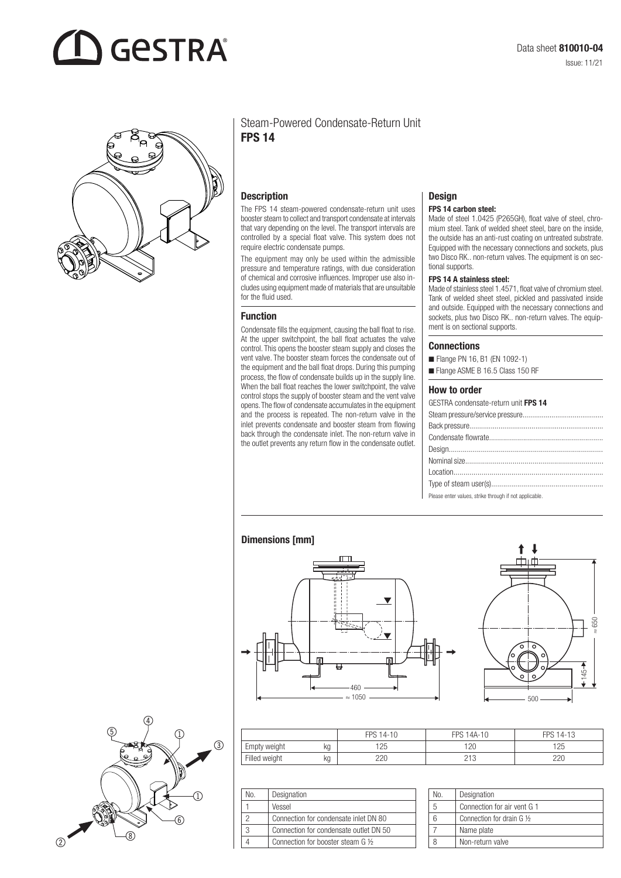# GESTRA

Data sheet **810010-04**

Issue: 11/21

## Steam-Powered Condensate-Return Unit
## **FPS 14**

### Description

The FPS 14 steam-powered condensate-return unit uses booster steam to collect and transport condensate at intervals that vary depending on the level. The transport intervals are controlled by a special float valve. This system does not require electric condensate pumps.

The equipment may only be used within the admissible pressure and temperature ratings, with due consideration of chemical and corrosive influences. Improper use also includes using equipment made of materials that are unsuitable for the fluid used.

### Function

Condensate fills the equipment, causing the ball float to rise. At the upper switchpoint, the ball float actuates the valve control. This opens the booster steam supply and closes the vent valve. The booster steam forces the condensate out of the equipment and the ball float drops. During this pumping process, the flow of condensate builds up in the supply line. When the ball float reaches the lower switchpoint, the valve control stops the supply of booster steam and the vent valve opens. The flow of condensate accumulates in the equipment and the process is repeated. The non-return valve in the inlet prevents condensate and booster steam from flowing back through the condensate inlet. The non-return valve in the outlet prevents any return flow in the condensate outlet.

### Design

**FPS 14 carbon steel:**

Made of steel 1.0425 (P265GH), float valve of steel, chromium steel. Tank of welded sheet steel, bare on the inside, the outside has an anti-rust coating on untreated substrate. Equipped with the necessary connections and sockets, plus two Disco RK.. non-return valves. The equipment is on sectional supports.

**FPS 14 A stainless steel:**

Made of stainless steel 1.4571, float valve of chromium steel. Tank of welded sheet steel, pickled and passivated inside and outside. Equipped with the necessary connections and sockets, plus two Disco RK.. non-return valves. The equipment is on sectional supports.

### Connections

- Flange PN 16, B1 (EN 1092-1)
- Flange ASME B 16.5 Class 150 RF

### How to order

GESTRA condensate-return unit **FPS 14**

Steam pressure/service pressure...........................................

Back pressure...................................................................

Condensate flowrate..........................................................

Design.............................................................................

Nominal size.....................................................................

Location...........................................................................

Type of steam user(s)........................................................

Please enter values, strike through if not applicable.

### Dimensions [mm]

460, ≈ 1050, 500, 145, ≈ 650

| | | FPS 14-10 | FPS 14A-10 | FPS 14-13 |
|---|---|---|---|---|
| Empty weight | kg | 125 | 120 | 125 |
| Filled weight | kg | 220 | 213 | 220 |

| No. | Designation |
|---|---|
| 1 | Vessel |
| 2 | Connection for condensate inlet DN 80 |
| 3 | Connection for condensate outlet DN 50 |
| 4 | Connection for booster steam G ½ |

| No. | Designation |
|---|---|
| 5 | Connection for air vent G 1 |
| 6 | Connection for drain G ½ |
| 7 | Name plate |
| 8 | Non-return valve |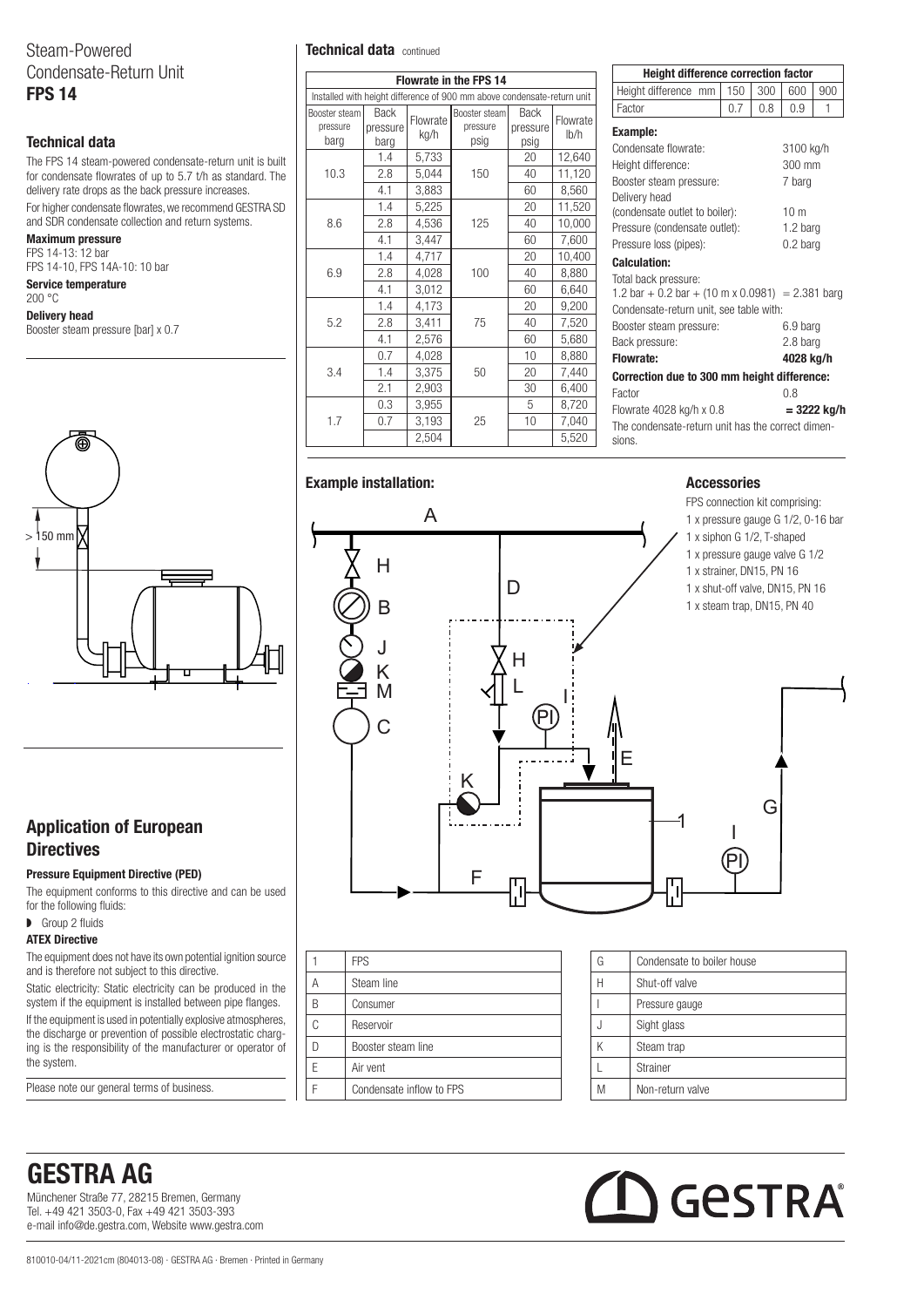# Steam-Powered Condensate-Return Unit
# FPS 14

## Technical data

The FPS 14 steam-powered condensate-return unit is built for condensate flowrates of up to 5.7 t/h as standard. The delivery rate drops as the back pressure increases.

For higher condensate flowrates, we recommend GESTRA SD and SDR condensate collection and return systems.

**Maximum pressure**
FPS 14-13: 12 bar
FPS 14-10, FPS 14A-10: 10 bar

**Service temperature**
200 °C

**Delivery head**
Booster steam pressure [bar] x 0.7

> 150 mm

## Application of European Directives

### Pressure Equipment Directive (PED)

The equipment conforms to this directive and can be used for the following fluids:

- Group 2 fluids

### ATEX Directive

The equipment does not have its own potential ignition source and is therefore not subject to this directive.

Static electricity: Static electricity can be produced in the system if the equipment is installed between pipe flanges.

If the equipment is used in potentially explosive atmospheres, the discharge or prevention of possible electrostatic charging is the responsibility of the manufacturer or operator of the system.

Please note our general terms of business.

## Technical data continued

**Flowrate in the FPS 14**
Installed with height difference of 900 mm above condensate-return unit

| Booster steam pressure barg | Back pressure barg | Flowrate kg/h | Booster steam pressure psig | Back pressure psig | Flowrate lb/h |
|---|---|---|---|---|---|
| 10.3 | 1.4 | 5,733 | 150 | 20 | 12,640 |
| | 2.8 | 5,044 | | 40 | 11,120 |
| | 4.1 | 3,883 | | 60 | 8,560 |
| 8.6 | 1.4 | 5,225 | 125 | 20 | 11,520 |
| | 2.8 | 4,536 | | 40 | 10,000 |
| | 4.1 | 3,447 | | 60 | 7,600 |
| 6.9 | 1.4 | 4,717 | 100 | 20 | 10,400 |
| | 2.8 | 4,028 | | 40 | 8,880 |
| | 4.1 | 3,012 | | 60 | 6,640 |
| 5.2 | 1.4 | 4,173 | 75 | 20 | 9,200 |
| | 2.8 | 3,411 | | 40 | 7,520 |
| | 4.1 | 2,576 | | 60 | 5,680 |
| 3.4 | 0.7 | 4,028 | 50 | 10 | 8,880 |
| | 1.4 | 3,375 | | 20 | 7,440 |
| | 2.1 | 2,903 | | 30 | 6,400 |
| 1.7 | 0.3 | 3,955 | 25 | 5 | 8,720 |
| | 0.7 | 3,193 | | 10 | 7,040 |
| | | 2,504 | | | 5,520 |

**Height difference correction factor**

| Height difference mm | 150 | 300 | 600 | 900 |
|---|---|---|---|---|
| Factor | 0.7 | 0.8 | 0.9 | 1 |

**Example:**

| | |
|---|---|
| Condensate flowrate: | 3100 kg/h |
| Height difference: | 300 mm |
| Booster steam pressure: | 7 barg |
| Delivery head (condensate outlet to boiler): | 10 m |
| Pressure (condensate outlet): | 1.2 barg |
| Pressure loss (pipes): | 0.2 bar |

**Calculation:**

Total back pressure:
1.2 bar + 0.2 bar + (10 m x 0.0981) = 2.381 barg

Condensate-return unit, see table with:

| | |
|---|---|
| Booster steam pressure: | 6.9 barg |
| Back pressure: | 2.8 barg |
| **Flowrate:** | **4028 kg/h** |

**Correction due to 300 mm height difference:**

| | |
|---|---|
| Factor | 0.8 |
| Flowrate 4028 kg/h x 0.8 | **= 3222 kg/h** |

The condensate-return unit has the correct dimensions.

## Example installation:

| | |
|---|---|
| 1 | FPS |
| A | Steam line |
| B | Consumer |
| C | Reservoir |
| D | Booster steam line |
| E | Air vent |
| F | Condensate inflow to FPS |

| | |
|---|---|
| G | Condensate to boiler house |
| H | Shut-off valve |
| I | Pressure gauge |
| J | Sight glass |
| K | Steam trap |
| L | Strainer |
| M | Non-return valve |

## Accessories

FPS connection kit comprising:

1 x pressure gauge G 1/2, 0-16 bar
1 x siphon G 1/2, T-shaped
1 x pressure gauge valve G 1/2
1 x strainer, DN15, PN 16
1 x shut-off valve, DN15, PN 16
1 x steam trap, DN15, PN 40

# GESTRA AG

Münchener Straße 77, 28215 Bremen, Germany
Tel. +49 421 3503-0, Fax +49 421 3503-393
e-mail info@de.gestra.com, Website www.gestra.com

810010-04/11-2021cm (804013-08) · GESTRA AG · Bremen · Printed in Germany